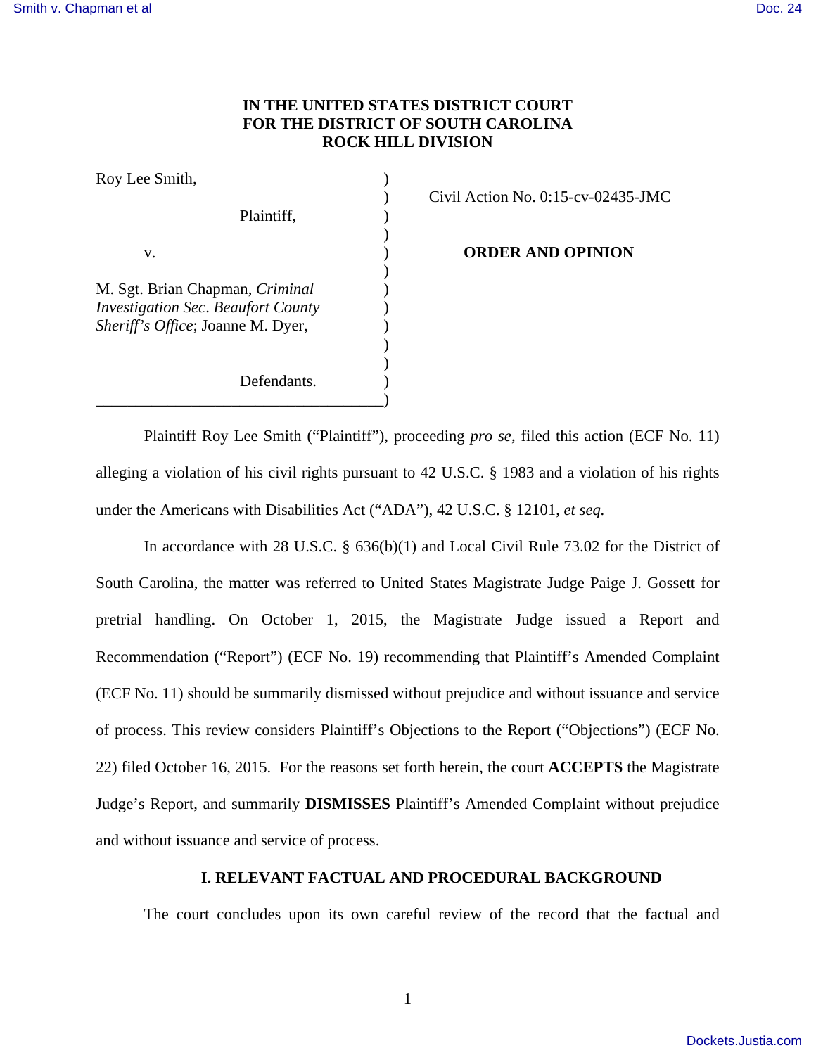**IN THE UNITED STATES DISTRICT COURT**
**FOR THE DISTRICT OF SOUTH CAROLINA**
**ROCK HILL DIVISION**

Roy Lee Smith,

Plaintiff,

v.

M. Sgt. Brian Chapman, *Criminal Investigation Sec. Beaufort County Sheriff's Office*; Joanne M. Dyer,

Defendants.

Civil Action No. 0:15-cv-02435-JMC

**ORDER AND OPINION**

Plaintiff Roy Lee Smith ("Plaintiff"), proceeding *pro se*, filed this action (ECF No. 11) alleging a violation of his civil rights pursuant to 42 U.S.C. § 1983 and a violation of his rights under the Americans with Disabilities Act ("ADA"), 42 U.S.C. § 12101, *et seq.*

In accordance with 28 U.S.C. § 636(b)(1) and Local Civil Rule 73.02 for the District of South Carolina, the matter was referred to United States Magistrate Judge Paige J. Gossett for pretrial handling. On October 1, 2015, the Magistrate Judge issued a Report and Recommendation ("Report") (ECF No. 19) recommending that Plaintiff's Amended Complaint (ECF No. 11) should be summarily dismissed without prejudice and without issuance and service of process. This review considers Plaintiff's Objections to the Report ("Objections") (ECF No. 22) filed October 16, 2015. For the reasons set forth herein, the court **ACCEPTS** the Magistrate Judge's Report, and summarily **DISMISSES** Plaintiff's Amended Complaint without prejudice and without issuance and service of process.

## I. RELEVANT FACTUAL AND PROCEDURAL BACKGROUND

The court concludes upon its own careful review of the record that the factual and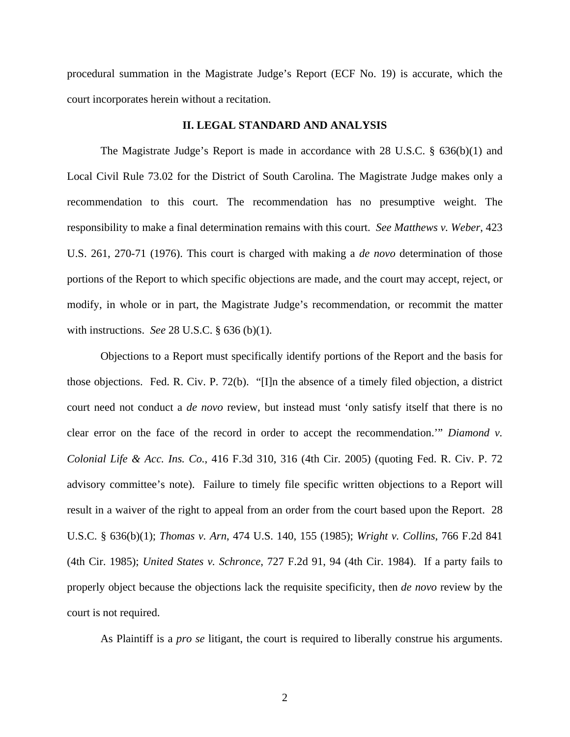procedural summation in the Magistrate Judge's Report (ECF No. 19) is accurate, which the court incorporates herein without a recitation.

## II. LEGAL STANDARD AND ANALYSIS

The Magistrate Judge's Report is made in accordance with 28 U.S.C. § 636(b)(1) and Local Civil Rule 73.02 for the District of South Carolina. The Magistrate Judge makes only a recommendation to this court. The recommendation has no presumptive weight. The responsibility to make a final determination remains with this court. *See Matthews v. Weber*, 423 U.S. 261, 270-71 (1976). This court is charged with making a *de novo* determination of those portions of the Report to which specific objections are made, and the court may accept, reject, or modify, in whole or in part, the Magistrate Judge's recommendation, or recommit the matter with instructions. *See* 28 U.S.C. § 636 (b)(1).

Objections to a Report must specifically identify portions of the Report and the basis for those objections. Fed. R. Civ. P. 72(b). "[I]n the absence of a timely filed objection, a district court need not conduct a *de novo* review, but instead must 'only satisfy itself that there is no clear error on the face of the record in order to accept the recommendation.'" *Diamond v. Colonial Life & Acc. Ins. Co.*, 416 F.3d 310, 316 (4th Cir. 2005) (quoting Fed. R. Civ. P. 72 advisory committee's note). Failure to timely file specific written objections to a Report will result in a waiver of the right to appeal from an order from the court based upon the Report. 28 U.S.C. § 636(b)(1); *Thomas v. Arn*, 474 U.S. 140, 155 (1985); *Wright v. Collins*, 766 F.2d 841 (4th Cir. 1985); *United States v. Schronce*, 727 F.2d 91, 94 (4th Cir. 1984). If a party fails to properly object because the objections lack the requisite specificity, then *de novo* review by the court is not required.

As Plaintiff is a *pro se* litigant, the court is required to liberally construe his arguments.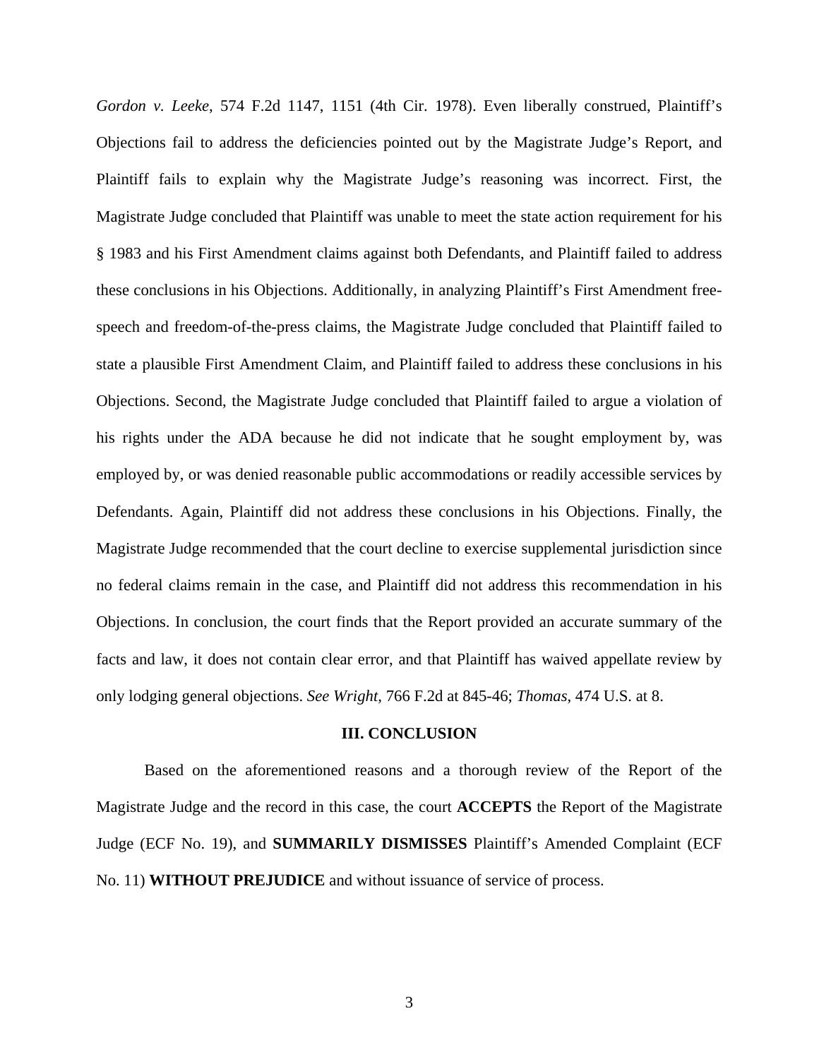*Gordon v. Leeke*, 574 F.2d 1147, 1151 (4th Cir. 1978). Even liberally construed, Plaintiff's Objections fail to address the deficiencies pointed out by the Magistrate Judge's Report, and Plaintiff fails to explain why the Magistrate Judge's reasoning was incorrect. First, the Magistrate Judge concluded that Plaintiff was unable to meet the state action requirement for his § 1983 and his First Amendment claims against both Defendants, and Plaintiff failed to address these conclusions in his Objections. Additionally, in analyzing Plaintiff's First Amendment free-speech and freedom-of-the-press claims, the Magistrate Judge concluded that Plaintiff failed to state a plausible First Amendment Claim, and Plaintiff failed to address these conclusions in his Objections. Second, the Magistrate Judge concluded that Plaintiff failed to argue a violation of his rights under the ADA because he did not indicate that he sought employment by, was employed by, or was denied reasonable public accommodations or readily accessible services by Defendants. Again, Plaintiff did not address these conclusions in his Objections. Finally, the Magistrate Judge recommended that the court decline to exercise supplemental jurisdiction since no federal claims remain in the case, and Plaintiff did not address this recommendation in his Objections. In conclusion, the court finds that the Report provided an accurate summary of the facts and law, it does not contain clear error, and that Plaintiff has waived appellate review by only lodging general objections. *See Wright*, 766 F.2d at 845-46; *Thomas*, 474 U.S. at 8.

## III. CONCLUSION

Based on the aforementioned reasons and a thorough review of the Report of the Magistrate Judge and the record in this case, the court **ACCEPTS** the Report of the Magistrate Judge (ECF No. 19), and **SUMMARILY DISMISSES** Plaintiff's Amended Complaint (ECF No. 11) **WITHOUT PREJUDICE** and without issuance of service of process.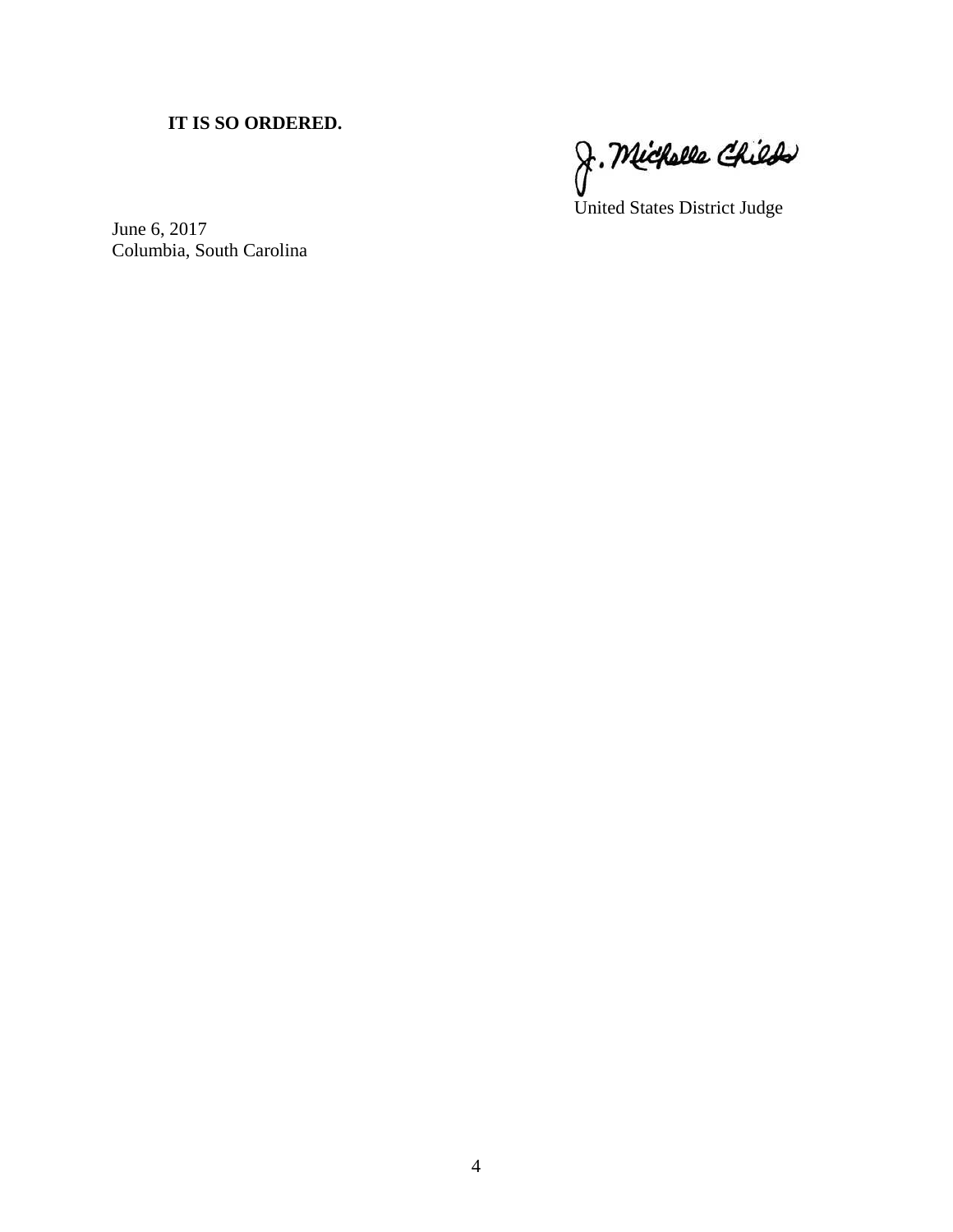**IT IS SO ORDERED.**

J. Michelle Childs

United States District Judge

June 6, 2017
Columbia, South Carolina